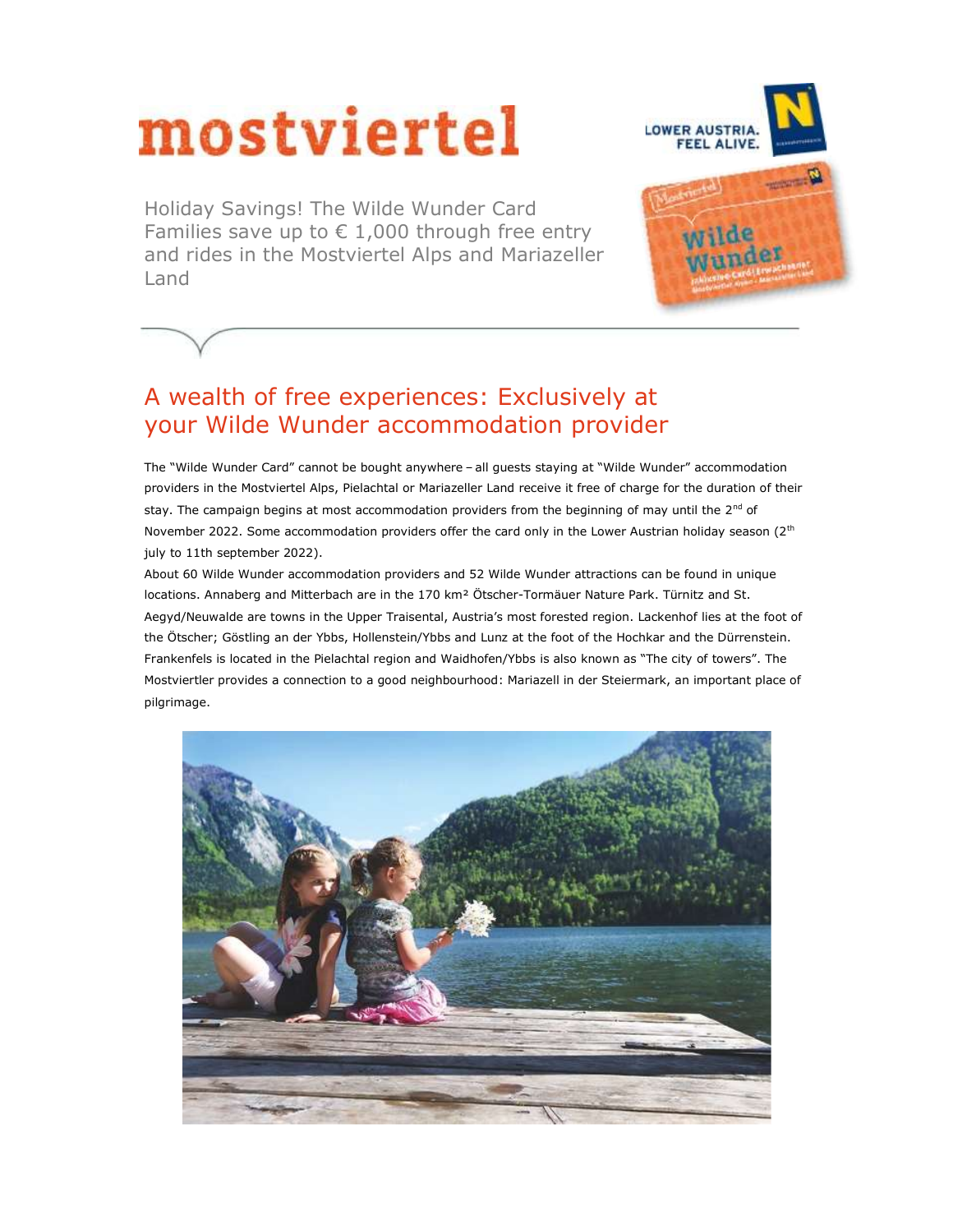# mostviertel

Holiday Savings! The Wilde Wunder Card
Families save up to € 1,000 through free entry and rides in the Mostviertel Alps and Mariazeller Land

## A wealth of free experiences: Exclusively at your Wilde Wunder accommodation provider

The "Wilde Wunder Card" cannot be bought anywhere – all guests staying at "Wilde Wunder" accommodation providers in the Mostviertel Alps, Pielachtal or Mariazeller Land receive it free of charge for the duration of their stay. The campaign begins at most accommodation providers from the beginning of may until the 2nd of November 2022. Some accommodation providers offer the card only in the Lower Austrian holiday season (2th july to 11th september 2022).

About 60 Wilde Wunder accommodation providers and 52 Wilde Wunder attractions can be found in unique locations. Annaberg and Mitterbach are in the 170 km² Ötscher-Tormäuer Nature Park. Türnitz and St. Aegyd/Neuwalde are towns in the Upper Traisental, Austria's most forested region. Lackenhof lies at the foot of the Ötscher; Göstling an der Ybbs, Hollenstein/Ybbs and Lunz at the foot of the Hochkar and the Dürrenstein. Frankenfels is located in the Pielachtal region and Waidhofen/Ybbs is also known as "The city of towers". The Mostviertler provides a connection to a good neighbourhood: Mariazell in der Steiermark, an important place of pilgrimage.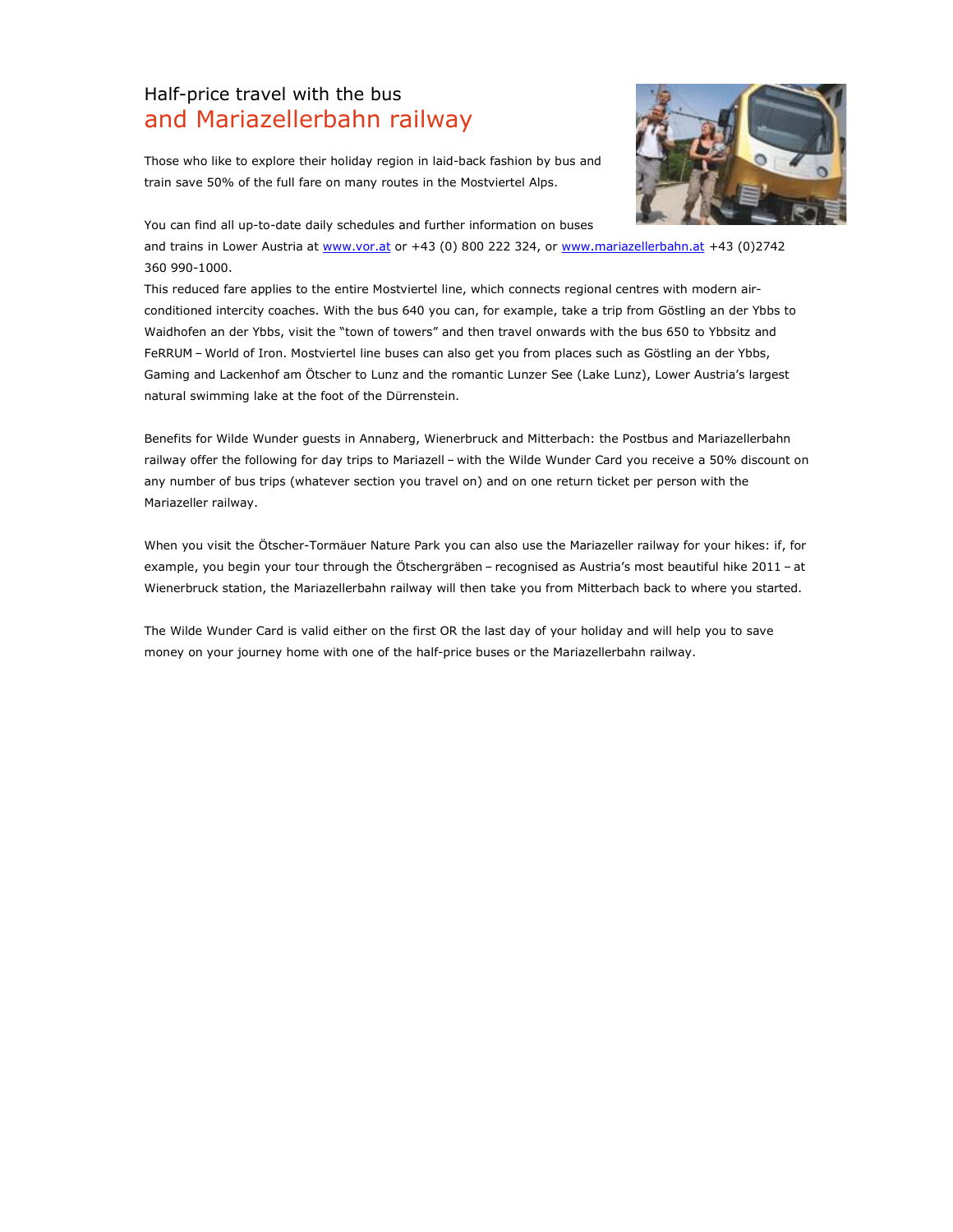## Half-price travel with the bus and Mariazellerbahn railway

Those who like to explore their holiday region in laid-back fashion by bus and train save 50% of the full fare on many routes in the Mostviertel Alps.

You can find all up-to-date daily schedules and further information on buses and trains in Lower Austria at www.vor.at or +43 (0) 800 222 324, or www.mariazellerbahn.at +43 (0)2742 360 990-1000.

This reduced fare applies to the entire Mostviertel line, which connects regional centres with modern air-conditioned intercity coaches. With the bus 640 you can, for example, take a trip from Göstling an der Ybbs to Waidhofen an der Ybbs, visit the "town of towers" and then travel onwards with the bus 650 to Ybbsitz and FeRRUM – World of Iron. Mostviertel line buses can also get you from places such as Göstling an der Ybbs, Gaming and Lackenhof am Ötscher to Lunz and the romantic Lunzer See (Lake Lunz), Lower Austria's largest natural swimming lake at the foot of the Dürrenstein.

Benefits for Wilde Wunder guests in Annaberg, Wienerbruck and Mitterbach: the Postbus and Mariazellerbahn railway offer the following for day trips to Mariazell – with the Wilde Wunder Card you receive a 50% discount on any number of bus trips (whatever section you travel on) and on one return ticket per person with the Mariazeller railway.

When you visit the Ötscher-Tormäuer Nature Park you can also use the Mariazeller railway for your hikes: if, for example, you begin your tour through the Ötschergräben – recognised as Austria's most beautiful hike 2011 – at Wienerbruck station, the Mariazellerbahn railway will then take you from Mitterbach back to where you started.

The Wilde Wunder Card is valid either on the first OR the last day of your holiday and will help you to save money on your journey home with one of the half-price buses or the Mariazellerbahn railway.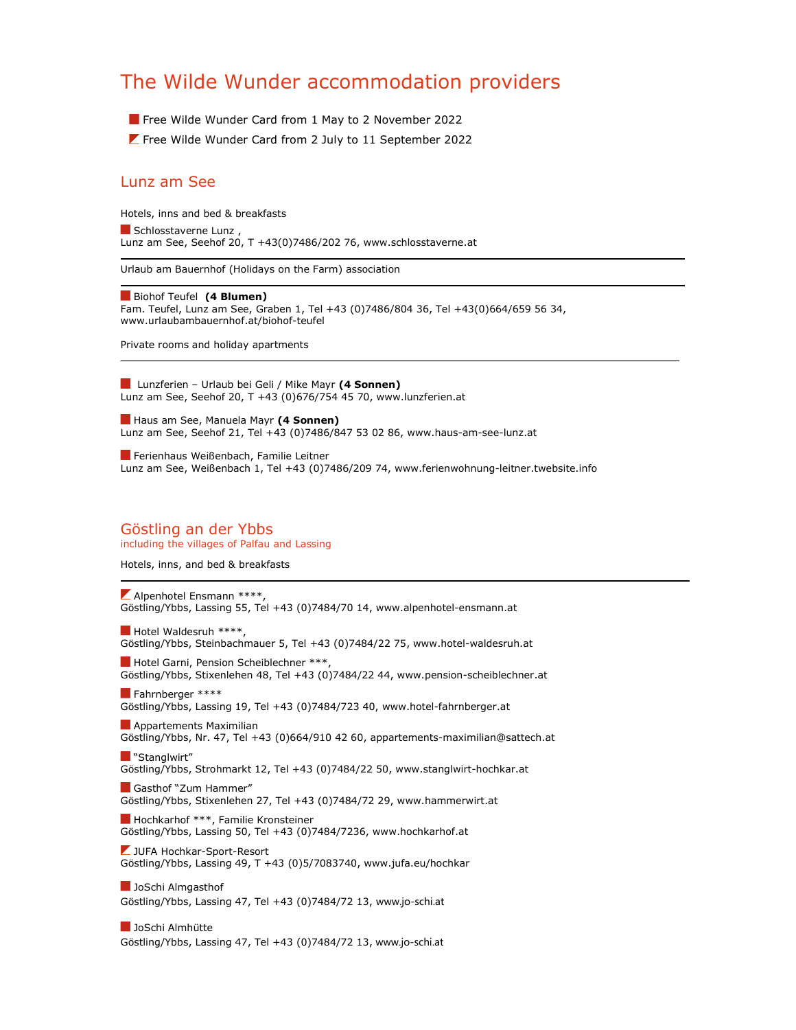# The Wilde Wunder accommodation providers

- ■ Free Wilde Wunder Card from 1 May to 2 November 2022
- ◩ Free Wilde Wunder Card from 2 July to 11 September 2022

## Lunz am See

Hotels, inns and bed & breakfasts

■ Schlosstaverne Lunz ,
Lunz am See, Seehof 20, T +43(0)7486/202 76, www.schlosstaverne.at

---

Urlaub am Bauernhof (Holidays on the Farm) association

---

■ Biohof Teufel **(4 Blumen)**
Fam. Teufel, Lunz am See, Graben 1, Tel +43 (0)7486/804 36, Tel +43(0)664/659 56 34, www.urlaubambauernhof.at/biohof-teufel

Private rooms and holiday apartments

---

■ Lunzferien – Urlaub bei Geli / Mike Mayr **(4 Sonnen)**
Lunz am See, Seehof 20, T +43 (0)676/754 45 70, www.lunzferien.at

■ Haus am See, Manuela Mayr **(4 Sonnen)**
Lunz am See, Seehof 21, Tel +43 (0)7486/847 53 02 86, www.haus-am-see-lunz.at

■ Ferienhaus Weißenbach, Familie Leitner
Lunz am See, Weißenbach 1, Tel +43 (0)7486/209 74, www.ferienwohnung-leitner.twebsite.info

## Göstling an der Ybbs

including the villages of Palfau and Lassing

Hotels, inns, and bed & breakfasts

---

◩ Alpenhotel Ensmann ****,
Göstling/Ybbs, Lassing 55, Tel +43 (0)7484/70 14, www.alpenhotel-ensmann.at

■ Hotel Waldesruh ****,
Göstling/Ybbs, Steinbachmauer 5, Tel +43 (0)7484/22 75, www.hotel-waldesruh.at

■ Hotel Garni, Pension Scheiblechner ***,
Göstling/Ybbs, Stixenlehen 48, Tel +43 (0)7484/22 44, www.pension-scheiblechner.at

■ Fahrnberger ****
Göstling/Ybbs, Lassing 19, Tel +43 (0)7484/723 40, www.hotel-fahrnberger.at

■ Appartements Maximilian
Göstling/Ybbs, Nr. 47, Tel +43 (0)664/910 42 60, appartements-maximilian@sattech.at

■ "Stanglwirt"
Göstling/Ybbs, Strohmarkt 12, Tel +43 (0)7484/22 50, www.stanglwirt-hochkar.at

■ Gasthof "Zum Hammer"
Göstling/Ybbs, Stixenlehen 27, Tel +43 (0)7484/72 29, www.hammerwirt.at

■ Hochkarhof ***, Familie Kronsteiner
Göstling/Ybbs, Lassing 50, Tel +43 (0)7484/7236, www.hochkarhof.at

◩ JUFA Hochkar-Sport-Resort
Göstling/Ybbs, Lassing 49, T +43 (0)5/7083740, www.jufa.eu/hochkar

■ JoSchi Almgasthof
Göstling/Ybbs, Lassing 47, Tel +43 (0)7484/72 13, www.jo-schi.at

■ JoSchi Almhütte
Göstling/Ybbs, Lassing 47, Tel +43 (0)7484/72 13, www.jo-schi.at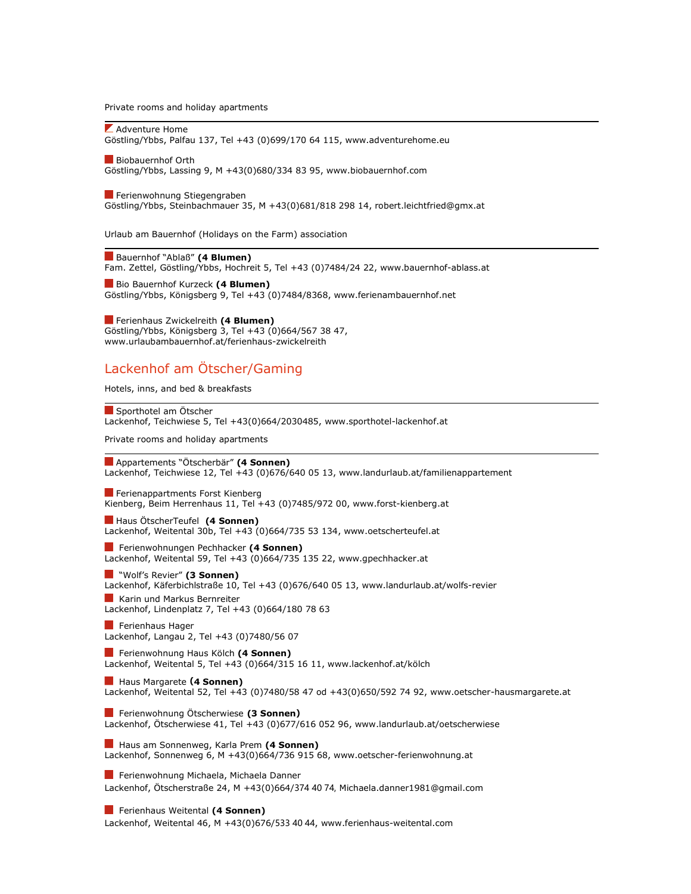Private rooms and holiday apartments

---

Adventure Home
Göstling/Ybbs, Palfau 137, Tel +43 (0)699/170 64 115, www.adventurehome.eu

Biobauernhof Orth
Göstling/Ybbs, Lassing 9, M +43(0)680/334 83 95, www.biobauernhof.com

Ferienwohnung Stiegengraben
Göstling/Ybbs, Steinbachmauer 35, M +43(0)681/818 298 14, robert.leichtfried@gmx.at

Urlaub am Bauernhof (Holidays on the Farm) association

---

Bauernhof "Ablaß" **(4 Blumen)**
Fam. Zettel, Göstling/Ybbs, Hochreit 5, Tel +43 (0)7484/24 22, www.bauernhof-ablass.at

Bio Bauernhof Kurzeck **(4 Blumen)**
Göstling/Ybbs, Königsberg 9, Tel +43 (0)7484/8368, www.ferienambauernhof.net

Ferienhaus Zwickelreith **(4 Blumen)**
Göstling/Ybbs, Königsberg 3, Tel +43 (0)664/567 38 47,
www.urlaubambauernhof.at/ferienhaus-zwickelreith

## Lackenhof am Ötscher/Gaming

Hotels, inns, and bed & breakfasts

---

Sporthotel am Ötscher
Lackenhof, Teichwiese 5, Tel +43(0)664/2030485, www.sporthotel-lackenhof.at

Private rooms and holiday apartments

---

Appartements "Ötscherbär" **(4 Sonnen)**
Lackenhof, Teichwiese 12, Tel +43 (0)676/640 05 13, www.landurlaub.at/familienappartement

Ferienappartments Forst Kienberg
Kienberg, Beim Herrenhaus 11, Tel +43 (0)7485/972 00, www.forst-kienberg.at

Haus ÖtscherTeufel **(4 Sonnen)**
Lackenhof, Weitental 30b, Tel +43 (0)664/735 53 134, www.oetscherteufel.at

Ferienwohnungen Pechhacker **(4 Sonnen)**
Lackenhof, Weitental 59, Tel +43 (0)664/735 135 22, www.gpechhacker.at

"Wolf's Revier" **(3 Sonnen)**
Lackenhof, Käferbichlstraße 10, Tel +43 (0)676/640 05 13, www.landurlaub.at/wolfs-revier

Karin und Markus Bernreiter
Lackenhof, Lindenplatz 7, Tel +43 (0)664/180 78 63

Ferienhaus Hager
Lackenhof, Langau 2, Tel +43 (0)7480/56 07

Ferienwohnung Haus Kölch **(4 Sonnen)**
Lackenhof, Weitental 5, Tel +43 (0)664/315 16 11, www.lackenhof.at/kölch

Haus Margarete **(4 Sonnen)**
Lackenhof, Weitental 52, Tel +43 (0)7480/58 47 od +43(0)650/592 74 92, www.oetscher-hausmargarete.at

Ferienwohnung Ötscherwiese **(3 Sonnen)**
Lackenhof, Ötscherwiese 41, Tel +43 (0)677/616 052 96, www.landurlaub.at/oetscherwiese

Haus am Sonnenweg, Karla Prem **(4 Sonnen)**
Lackenhof, Sonnenweg 6, M +43(0)664/736 915 68, www.oetscher-ferienwohnung.at

Ferienwohnung Michaela, Michaela Danner
Lackenhof, Ötscherstraße 24, M +43(0)664/374 40 74, Michaela.danner1981@gmail.com

Ferienhaus Weitental **(4 Sonnen)**
Lackenhof, Weitental 46, M +43(0)676/533 40 44, www.ferienhaus-weitental.com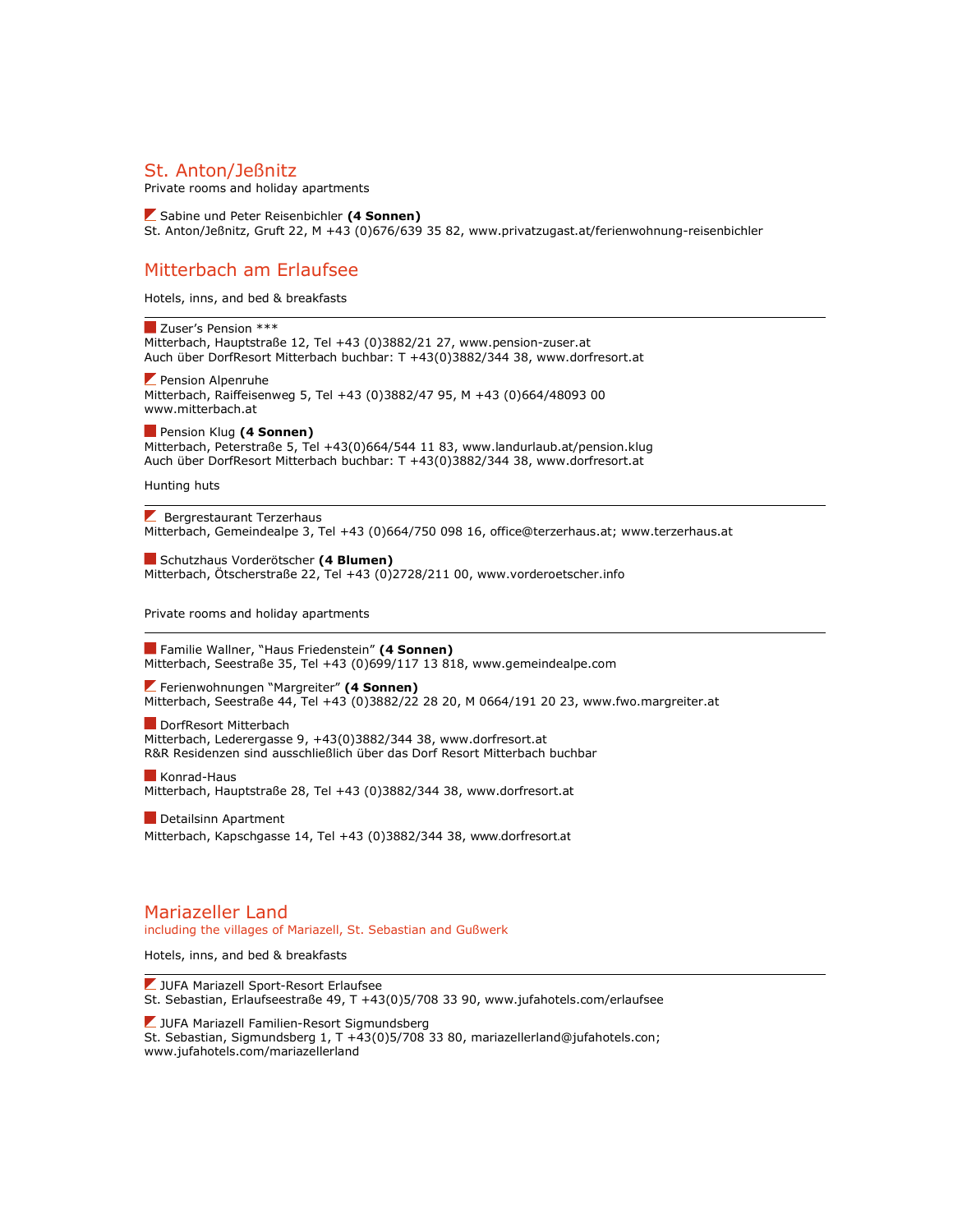## St. Anton/Jeßnitz

Private rooms and holiday apartments

Sabine und Peter Reisenbichler **(4 Sonnen)**
St. Anton/Jeßnitz, Gruft 22, M +43 (0)676/639 35 82, www.privatzugast.at/ferienwohnung-reisenbichler

## Mitterbach am Erlaufsee

Hotels, inns, and bed & breakfasts

---

Zuser's Pension ***
Mitterbach, Hauptstraße 12, Tel +43 (0)3882/21 27, www.pension-zuser.at
Auch über DorfResort Mitterbach buchbar: T +43(0)3882/344 38, www.dorfresort.at

Pension Alpenruhe
Mitterbach, Raiffeisenweg 5, Tel +43 (0)3882/47 95, M +43 (0)664/48093 00
www.mitterbach.at

Pension Klug **(4 Sonnen)**
Mitterbach, Peterstraße 5, Tel +43(0)664/544 11 83, www.landurlaub.at/pension.klug
Auch über DorfResort Mitterbach buchbar: T +43(0)3882/344 38, www.dorfresort.at

Hunting huts

---

Bergrestaurant Terzerhaus
Mitterbach, Gemeindealpe 3, Tel +43 (0)664/750 098 16, office@terzerhaus.at; www.terzerhaus.at

Schutzhaus Vorderötscher **(4 Blumen)**
Mitterbach, Ötscherstraße 22, Tel +43 (0)2728/211 00, www.vorderoetscher.info

Private rooms and holiday apartments

---

Familie Wallner, "Haus Friedenstein" **(4 Sonnen)**
Mitterbach, Seestraße 35, Tel +43 (0)699/117 13 818, www.gemeindealpe.com

Ferienwohnungen "Margreiter" **(4 Sonnen)**
Mitterbach, Seestraße 44, Tel +43 (0)3882/22 28 20, M 0664/191 20 23, www.fwo.margreiter.at

DorfResort Mitterbach
Mitterbach, Lederergasse 9, +43(0)3882/344 38, www.dorfresort.at
R&R Residenzen sind ausschließlich über das Dorf Resort Mitterbach buchbar

Konrad-Haus
Mitterbach, Hauptstraße 28, Tel +43 (0)3882/344 38, www.dorfresort.at

Detailsinn Apartment
Mitterbach, Kapschgasse 14, Tel +43 (0)3882/344 38, www.dorfresort.at

## Mariazeller Land

including the villages of Mariazell, St. Sebastian and Gußwerk

Hotels, inns, and bed & breakfasts

---

JUFA Mariazell Sport-Resort Erlaufsee
St. Sebastian, Erlaufseestraße 49, T +43(0)5/708 33 90, www.jufahotels.com/erlaufsee

JUFA Mariazell Familien-Resort Sigmundsberg
St. Sebastian, Sigmundsberg 1, T +43(0)5/708 33 80, mariazellerland@jufahotels.con;
www.jufahotels.com/mariazellerland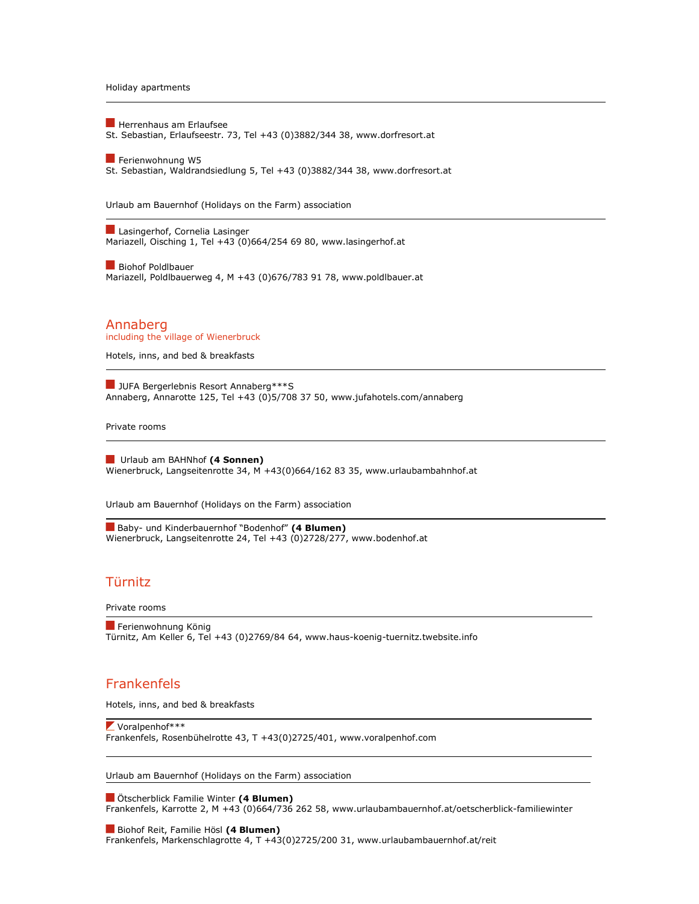Holiday apartments

---

■ Herrenhaus am Erlaufsee
St. Sebastian, Erlaufseestr. 73, Tel +43 (0)3882/344 38, www.dorfresort.at

■ Ferienwohnung W5
St. Sebastian, Waldrandsiedlung 5, Tel +43 (0)3882/344 38, www.dorfresort.at

Urlaub am Bauernhof (Holidays on the Farm) association

---

■ Lasingerhof, Cornelia Lasinger
Mariazell, Oisching 1, Tel +43 (0)664/254 69 80, www.lasingerhof.at

■ Biohof Poldlbauer
Mariazell, Poldlbauerweg 4, M +43 (0)676/783 91 78, www.poldlbauer.at

## Annaberg

including the village of Wienerbruck

Hotels, inns, and bed & breakfasts

---

■ JUFA Bergerlebnis Resort Annaberg***S
Annaberg, Annarotte 125, Tel +43 (0)5/708 37 50, www.jufahotels.com/annaberg

Private rooms

---

■ Urlaub am BAHNhof **(4 Sonnen)**
Wienerbruck, Langseitenrotte 34, M +43(0)664/162 83 35, www.urlaubambahnhof.at

Urlaub am Bauernhof (Holidays on the Farm) association

---

■ Baby- und Kinderbauernhof “Bodenhof” **(4 Blumen)**
Wienerbruck, Langseitenrotte 24, Tel +43 (0)2728/277, www.bodenhof.at

## Türnitz

Private rooms

---

■ Ferienwohnung König
Türnitz, Am Keller 6, Tel +43 (0)2769/84 64, www.haus-koenig-tuernitz.twebsite.info

## Frankenfels

Hotels, inns, and bed & breakfasts

---

■ Voralpenhof***
Frankenfels, Rosenbühelrotte 43, T +43(0)2725/401, www.voralpenhof.com

---

Urlaub am Bauernhof (Holidays on the Farm) association

---

■ Ötscherblick Familie Winter **(4 Blumen)**
Frankenfels, Karrotte 2, M +43 (0)664/736 262 58, www.urlaubambauernhof.at/oetscherblick-familiewinter

■ Biohof Reit, Familie Hösl **(4 Blumen)**
Frankenfels, Markenschlagrotte 4, T +43(0)2725/200 31, www.urlaubambauernhof.at/reit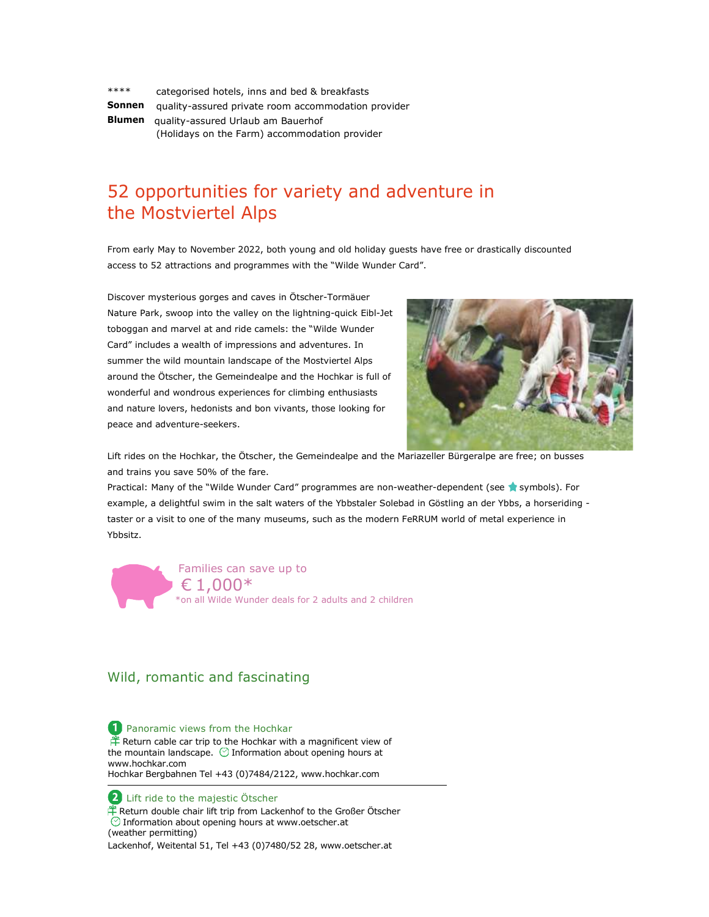**** categorised hotels, inns and bed & breakfasts
**Sonnen** quality-assured private room accommodation provider
**Blumen** quality-assured Urlaub am Bauerhof (Holidays on the Farm) accommodation provider

## 52 opportunities for variety and adventure in the Mostviertel Alps

From early May to November 2022, both young and old holiday guests have free or drastically discounted access to 52 attractions and programmes with the "Wilde Wunder Card".

Discover mysterious gorges and caves in Ötscher-Tormäuer Nature Park, swoop into the valley on the lightning-quick Eibl-Jet toboggan and marvel at and ride camels: the "Wilde Wunder Card" includes a wealth of impressions and adventures. In summer the wild mountain landscape of the Mostviertel Alps around the Ötscher, the Gemeindealpe and the Hochkar is full of wonderful and wondrous experiences for climbing enthusiasts and nature lovers, hedonists and bon vivants, those looking for peace and adventure-seekers.

Lift rides on the Hochkar, the Ötscher, the Gemeindealpe and the Mariazeller Bürgeralpe are free; on busses and trains you save 50% of the fare.
Practical: Many of the "Wilde Wunder Card" programmes are non-weather-dependent (see symbols). For example, a delightful swim in the salt waters of the Ybbstaler Solebad in Göstling an der Ybbs, a horseriding - taster or a visit to one of the many museums, such as the modern FeRRUM world of metal experience in Ybbsitz.

Families can save up to
€ 1,000*
*on all Wilde Wunder deals for 2 adults and 2 children

## Wild, romantic and fascinating

### 1 Panoramic views from the Hochkar

Return cable car trip to the Hochkar with a magnificent view of the mountain landscape. Information about opening hours at www.hochkar.com
Hochkar Bergbahnen Tel +43 (0)7484/2122, www.hochkar.com

---

### 2 Lift ride to the majestic Ötscher

Return double chair lift trip from Lackenhof to the Großer Ötscher
Information about opening hours at www.oetscher.at
(weather permitting)
Lackenhof, Weitental 51, Tel +43 (0)7480/52 28, www.oetscher.at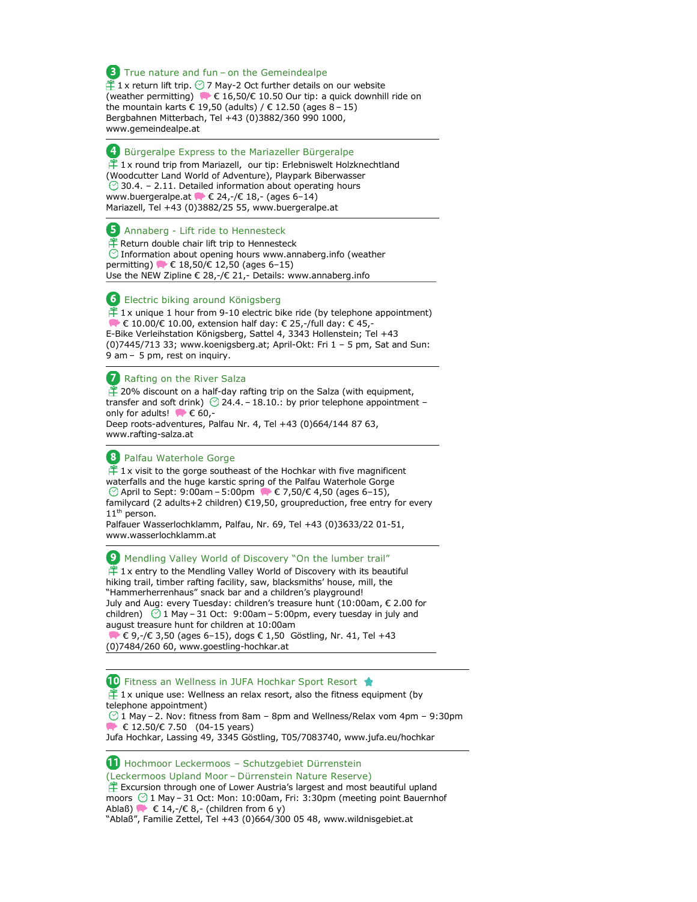## 3 True nature and fun – on the Gemeindealpe

1 x return lift trip. 7 May-2 Oct further details on our website (weather permitting) € 16,50/€ 10.50 Our tip: a quick downhill ride on the mountain karts € 19,50 (adults) / € 12.50 (ages 8 – 15)
Bergbahnen Mitterbach, Tel +43 (0)3882/360 990 1000, www.gemeindealpe.at

---

## 4 Bürgeralpe Express to the Mariazeller Bürgeralpe

1 x round trip from Mariazell, our tip: Erlebniswelt Holzknechtland (Woodcutter Land World of Adventure), Playpark Biberwasser
30.4. – 2.11. Detailed information about operating hours www.buergeralpe.at € 24,-/€ 18,- (ages 6–14)
Mariazell, Tel +43 (0)3882/25 55, www.buergeralpe.at

---

## 5 Annaberg - Lift ride to Hennesteck

Return double chair lift trip to Hennesteck
Information about opening hours www.annaberg.info (weather permitting) € 18,50/€ 12,50 (ages 6–15)
Use the NEW Zipline € 28,-/€ 21,- Details: www.annaberg.info

---

## 6 Electric biking around Königsberg

1 x unique 1 hour from 9-10 electric bike ride (by telephone appointment)
€ 10.00/€ 10.00, extension half day: € 25,-/full day: € 45,-
E-Bike Verleihstation Königsberg, Sattel 4, 3343 Hollenstein; Tel +43 (0)7445/713 33; www.koenigsberg.at; April-Okt: Fri 1 – 5 pm, Sat and Sun: 9 am – 5 pm, rest on inquiry.

---

## 7 Rafting on the River Salza

20% discount on a half-day rafting trip on the Salza (with equipment, transfer and soft drink) 24.4. – 18.10.: by prior telephone appointment – only for adults! € 60,-
Deep roots-adventures, Palfau Nr. 4, Tel +43 (0)664/144 87 63, www.rafting-salza.at

---

## 8 Palfau Waterhole Gorge

1 x visit to the gorge southeast of the Hochkar with five magnificent waterfalls and the huge karstic spring of the Palfau Waterhole Gorge
April to Sept: 9:00am – 5:00pm € 7,50/€ 4,50 (ages 6–15), familycard (2 adults+2 children) €19,50, groupreduction, free entry for every 11th person.
Palfauer Wasserlochklamm, Palfau, Nr. 69, Tel +43 (0)3633/22 01-51, www.wasserlochklamm.at

---

## 9 Mendling Valley World of Discovery "On the lumber trail"

1 x entry to the Mendling Valley World of Discovery with its beautiful hiking trail, timber rafting facility, saw, blacksmiths' house, mill, the "Hammerherrenhaus" snack bar and a children's playground!
July and Aug: every Tuesday: children's treasure hunt (10:00am, € 2.00 for children) 1 May – 31 Oct: 9:00am – 5:00pm, every tuesday in july and august treasure hunt for children at 10:00am
€ 9,-/€ 3,50 (ages 6–15), dogs € 1,50 Göstling, Nr. 41, Tel +43 (0)7484/260 60, www.goestling-hochkar.at

---

## 10 Fitness an Wellness in JUFA Hochkar Sport Resort

1 x unique use: Wellness an relax resort, also the fitness equipment (by telephone appointment)
1 May – 2. Nov: fitness from 8am – 8pm and Wellness/Relax vom 4pm – 9:30pm
€ 12.50/€ 7.50 (04-15 years)
Jufa Hochkar, Lassing 49, 3345 Göstling, T05/7083740, www.jufa.eu/hochkar

---

## 11 Hochmoor Leckermoos – Schutzgebiet Dürrenstein (Leckermoos Upland Moor – Dürrenstein Nature Reserve)

Excursion through one of Lower Austria's largest and most beautiful upland moors 1 May – 31 Oct: Mon: 10:00am, Fri: 3:30pm (meeting point Bauernhof Ablaß) € 14,-/€ 8,- (children from 6 y)
"Ablaß", Familie Zettel, Tel +43 (0)664/300 05 48, www.wildnisgebiet.at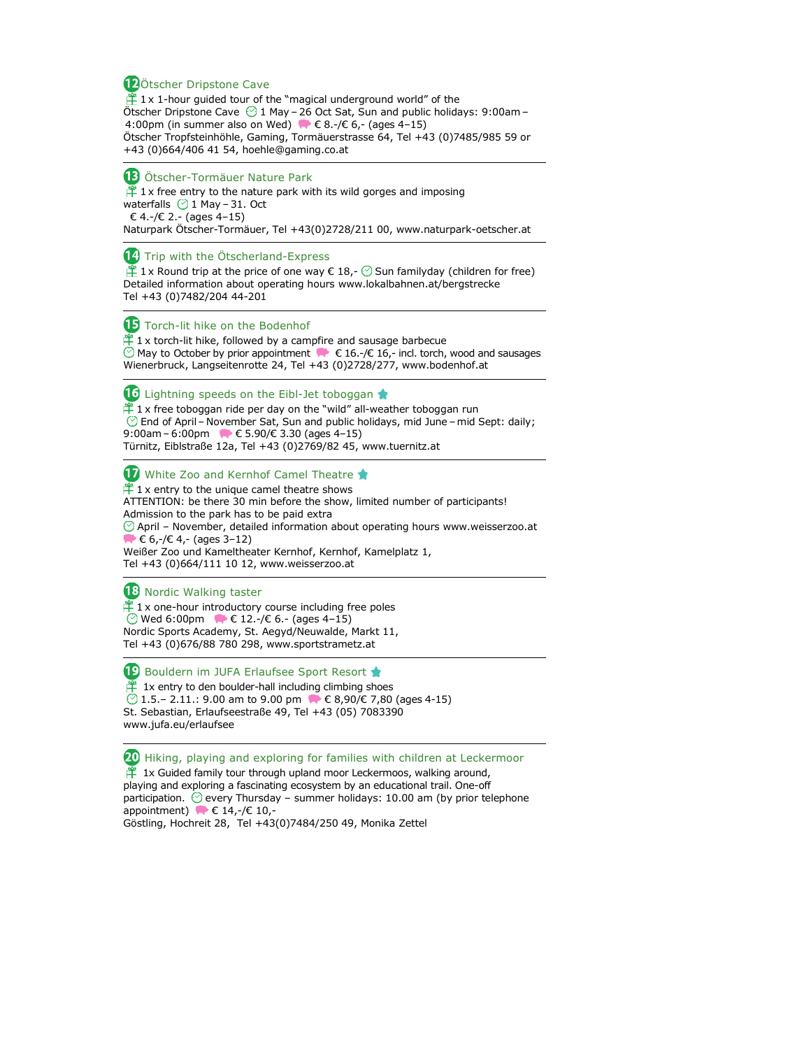## 12 Ötscher Dripstone Cave

1 x 1-hour guided tour of the "magical underground world" of the Ötscher Dripstone Cave 1 May – 26 Oct Sat, Sun and public holidays: 9:00am – 4:00pm (in summer also on Wed) € 8.-/€ 6,- (ages 4–15)
Ötscher Tropfsteinhöhle, Gaming, Tormäuerstrasse 64, Tel +43 (0)7485/985 59 or +43 (0)664/406 41 54, hoehle@gaming.co.at

---

## 13 Ötscher-Tormäuer Nature Park

1 x free entry to the nature park with its wild gorges and imposing waterfalls 1 May – 31. Oct
€ 4.-/€ 2.- (ages 4–15)
Naturpark Ötscher-Tormäuer, Tel +43(0)2728/211 00, www.naturpark-oetscher.at

---

## 14 Trip with the Ötscherland-Express

1 x Round trip at the price of one way € 18,- Sun familyday (children for free)
Detailed information about operating hours www.lokalbahnen.at/bergstrecke
Tel +43 (0)7482/204 44-201

---

## 15 Torch-lit hike on the Bodenhof

1 x torch-lit hike, followed by a campfire and sausage barbecue
May to October by prior appointment € 16.-/€ 16,- incl. torch, wood and sausages
Wienerbruck, Langseitenrotte 24, Tel +43 (0)2728/277, www.bodenhof.at

---

## 16 Lightning speeds on the Eibl-Jet toboggan

1 x free toboggan ride per day on the "wild" all-weather toboggan run
End of April – November Sat, Sun and public holidays, mid June – mid Sept: daily; 9:00am – 6:00pm € 5.90/€ 3.30 (ages 4–15)
Türnitz, Eiblstraße 12a, Tel +43 (0)2769/82 45, www.tuernitz.at

---

## 17 White Zoo and Kernhof Camel Theatre

1 x entry to the unique camel theatre shows
ATTENTION: be there 30 min before the show, limited number of participants!
Admission to the park has to be paid extra
April – November, detailed information about operating hours www.weisserzoo.at
€ 6,-/€ 4,- (ages 3–12)
Weißer Zoo und Kameltheater Kernhof, Kernhof, Kamelplatz 1,
Tel +43 (0)664/111 10 12, www.weisserzoo.at

---

## 18 Nordic Walking taster

1 x one-hour introductory course including free poles
Wed 6:00pm € 12.-/€ 6.- (ages 4–15)
Nordic Sports Academy, St. Aegyd/Neuwalde, Markt 11,
Tel +43 (0)676/88 780 298, www.sportstrametz.at

---

## 19 Bouldern im JUFA Erlaufsee Sport Resort

1x entry to den boulder-hall including climbing shoes
1.5.– 2.11.: 9.00 am to 9.00 pm € 8,90/€ 7,80 (ages 4-15)
St. Sebastian, Erlaufseestraße 49, Tel +43 (05) 7083390
www.jufa.eu/erlaufsee

---

## 20 Hiking, playing and exploring for families with children at Leckermoor

1x Guided family tour through upland moor Leckermoos, walking around, playing and exploring a fascinating ecosystem by an educational trail. One-off participation. every Thursday – summer holidays: 10.00 am (by prior telephone appointment) € 14,-/€ 10,-
Göstling, Hochreit 28, Tel +43(0)7484/250 49, Monika Zettel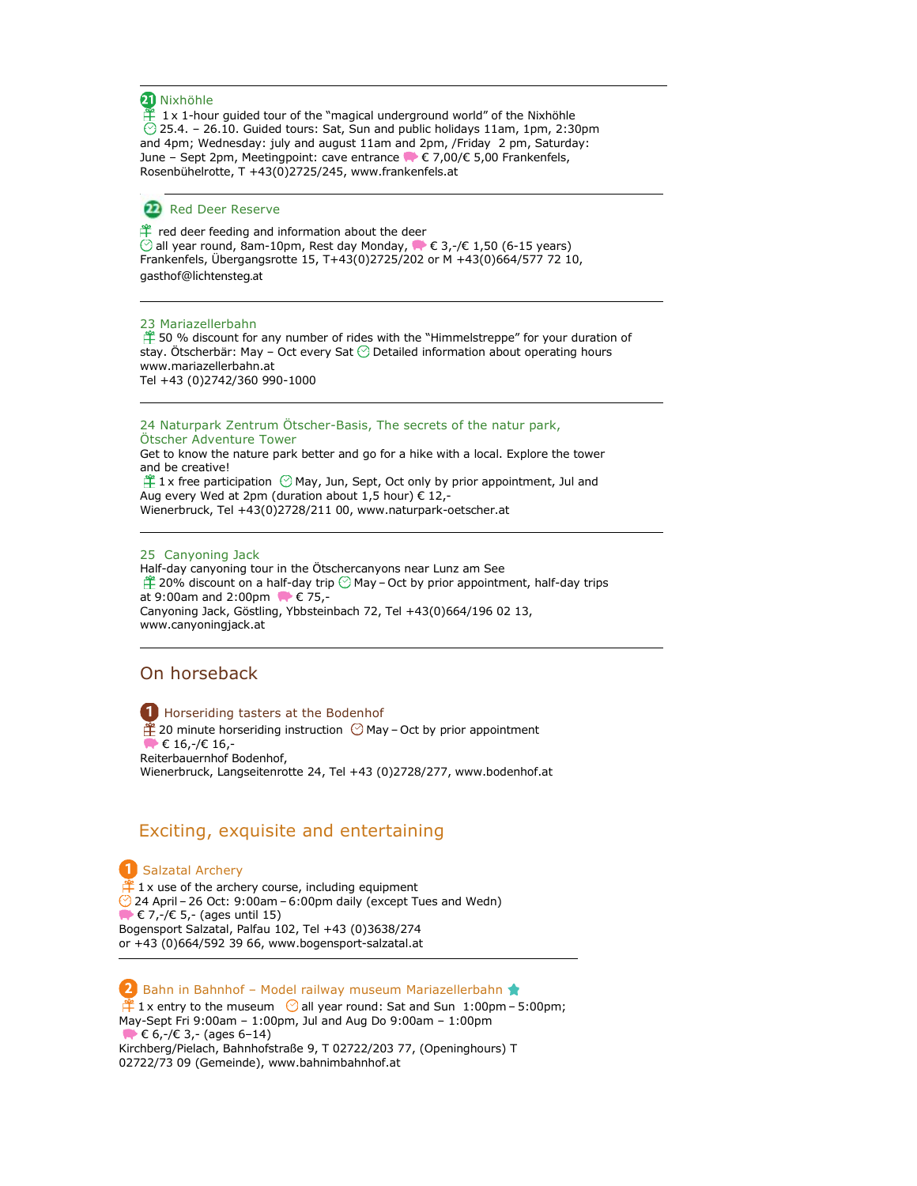### 21 Nixhöhle

1 x 1-hour guided tour of the "magical underground world" of the Nixhöhle
25.4. – 26.10. Guided tours: Sat, Sun and public holidays 11am, 1pm, 2:30pm and 4pm; Wednesday: july and august 11am and 2pm, /Friday 2 pm, Saturday: June – Sept 2pm, Meetingpoint: cave entrance € 7,00/€ 5,00 Frankenfels, Rosenbühelrotte, T +43(0)2725/245, www.frankenfels.at

### 22 Red Deer Reserve

red deer feeding and information about the deer
all year round, 8am-10pm, Rest day Monday, € 3,-/€ 1,50 (6-15 years)
Frankenfels, Übergangsrotte 15, T+43(0)2725/202 or M +43(0)664/577 72 10, gasthof@lichtensteg.at

### 23 Mariazellerbahn

50 % discount for any number of rides with the "Himmelstreppe" for your duration of stay. Ötscherbär: May – Oct every Sat Detailed information about operating hours www.mariazellerbahn.at
Tel +43 (0)2742/360 990-1000

### 24 Naturpark Zentrum Ötscher-Basis, The secrets of the natur park, Ötscher Adventure Tower

Get to know the nature park better and go for a hike with a local. Explore the tower and be creative!
1 x free participation May, Jun, Sept, Oct only by prior appointment, Jul and Aug every Wed at 2pm (duration about 1,5 hour) € 12,-
Wienerbruck, Tel +43(0)2728/211 00, www.naturpark-oetscher.at

### 25 Canyoning Jack

Half-day canyoning tour in the Ötschercanyons near Lunz am See
20% discount on a half-day trip May – Oct by prior appointment, half-day trips at 9:00am and 2:00pm € 75,-
Canyoning Jack, Göstling, Ybbsteinbach 72, Tel +43(0)664/196 02 13, www.canyoningjack.at

## On horseback

### 1 Horseriding tasters at the Bodenhof

20 minute horseriding instruction May – Oct by prior appointment
€ 16,-/€ 16,-
Reiterbauernhof Bodenhof,
Wienerbruck, Langseitenrotte 24, Tel +43 (0)2728/277, www.bodenhof.at

## Exciting, exquisite and entertaining

### 1 Salzatal Archery

1 x use of the archery course, including equipment
24 April – 26 Oct: 9:00am – 6:00pm daily (except Tues and Wedn)
€ 7,-/€ 5,- (ages until 15)
Bogensport Salzatal, Palfau 102, Tel +43 (0)3638/274
or +43 (0)664/592 39 66, www.bogensport-salzatal.at

### 2 Bahn in Bahnhof – Model railway museum Mariazellerbahn

1 x entry to the museum all year round: Sat and Sun 1:00pm – 5:00pm; May-Sept Fri 9:00am – 1:00pm, Jul and Aug Do 9:00am – 1:00pm
€ 6,-/€ 3,- (ages 6–14)
Kirchberg/Pielach, Bahnhofstraße 9, T 02722/203 77, (Openinghours) T 02722/73 09 (Gemeinde), www.bahnimbahnhof.at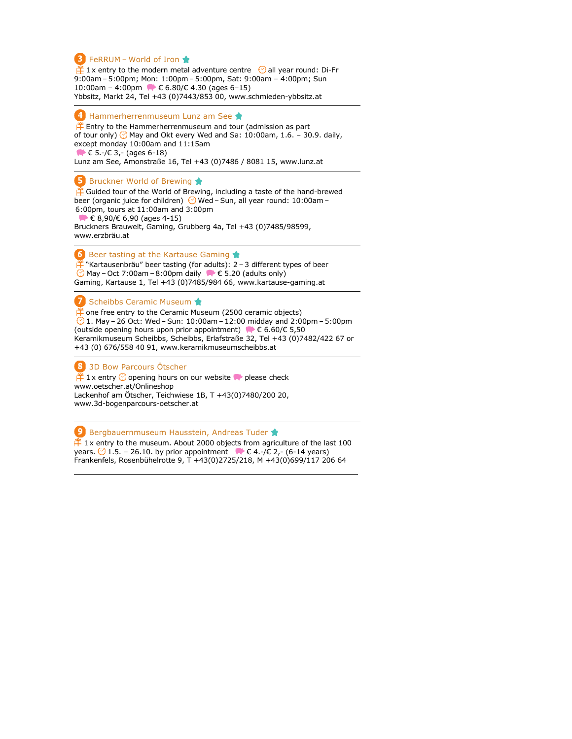### 3 FeRRUM – World of Iron

1 x entry to the modern metal adventure centre all year round: Di-Fr 9:00am – 5:00pm; Mon: 1:00pm – 5:00pm, Sat: 9:00am – 4:00pm; Sun 10:00am – 4:00pm € 6.80/€ 4.30 (ages 6–15)
Ybbsitz, Markt 24, Tel +43 (0)7443/853 00, www.schmieden-ybbsitz.at

---

### 4 Hammerherrenmuseum Lunz am See

Entry to the Hammerherrenmuseum and tour (admission as part of tour only) May and Okt every Wed and Sa: 10:00am, 1.6. – 30.9. daily, except monday 10:00am and 11:15am
€ 5.-/€ 3,- (ages 6-18)
Lunz am See, Amonstraße 16, Tel +43 (0)7486 / 8081 15, www.lunz.at

---

### 5 Bruckner World of Brewing

Guided tour of the World of Brewing, including a taste of the hand-brewed beer (organic juice for children) Wed – Sun, all year round: 10:00am – 6:00pm, tours at 11:00am and 3:00pm
€ 8,90/€ 6,90 (ages 4-15)
Bruckners Brauwelt, Gaming, Grubberg 4a, Tel +43 (0)7485/98599, www.erzbräu.at

---

### 6 Beer tasting at the Kartause Gaming

"Kartausenbräu" beer tasting (for adults): 2 – 3 different types of beer
May – Oct 7:00am – 8:00pm daily € 5.20 (adults only)
Gaming, Kartause 1, Tel +43 (0)7485/984 66, www.kartause-gaming.at

---

### 7 Scheibbs Ceramic Museum

one free entry to the Ceramic Museum (2500 ceramic objects)
1. May – 26 Oct: Wed – Sun: 10:00am – 12:00 midday and 2:00pm – 5:00pm (outside opening hours upon prior appointment) € 6.60/€ 5,50
Keramikmuseum Scheibbs, Scheibbs, Erlafstraße 32, Tel +43 (0)7482/422 67 or +43 (0) 676/558 40 91, www.keramikmuseumscheibbs.at

---

### 8 3D Bow Parcours Ötscher

1 x entry opening hours on our website please check www.oetscher.at/Onlineshop
Lackenhof am Ötscher, Teichwiese 1B, T +43(0)7480/200 20, www.3d-bogenparcours-oetscher.at

---

### 9 Bergbauernmuseum Hausstein, Andreas Tuder

1 x entry to the museum. About 2000 objects from agriculture of the last 100 years. 1.5. – 26.10. by prior appointment € 4.-/€ 2,- (6-14 years)
Frankenfels, Rosenbühelrotte 9, T +43(0)2725/218, M +43(0)699/117 206 64

---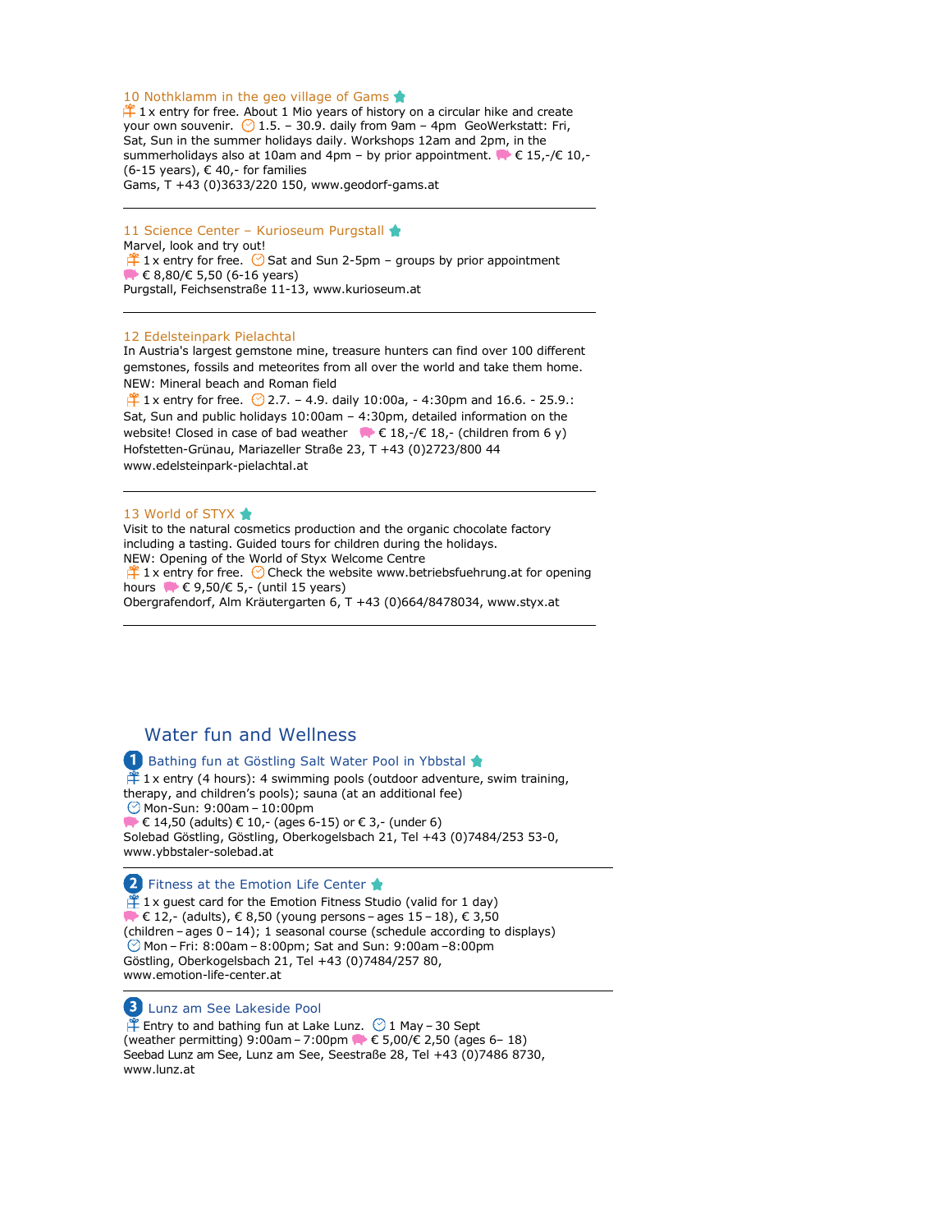### 10 Nothklamm in the geo village of Gams

1 x entry for free. About 1 Mio years of history on a circular hike and create your own souvenir. 1.5. – 30.9. daily from 9am – 4pm GeoWerkstatt: Fri, Sat, Sun in the summer holidays daily. Workshops 12am and 2pm, in the summerholidays also at 10am and 4pm – by prior appointment. € 15,-/€ 10,- (6-15 years), € 40,- for families
Gams, T +43 (0)3633/220 150, www.geodorf-gams.at

---

### 11 Science Center – Kurioseum Purgstall

Marvel, look and try out!
1 x entry for free. Sat and Sun 2-5pm – groups by prior appointment
€ 8,80/€ 5,50 (6-16 years)
Purgstall, Feichsenstraße 11-13, www.kurioseum.at

---

### 12 Edelsteinpark Pielachtal

In Austria's largest gemstone mine, treasure hunters can find over 100 different gemstones, fossils and meteorites from all over the world and take them home.
NEW: Mineral beach and Roman field
1 x entry for free. 2.7. – 4.9. daily 10:00a, - 4:30pm and 16.6. - 25.9.: Sat, Sun and public holidays 10:00am – 4:30pm, detailed information on the website! Closed in case of bad weather € 18,-/€ 18,- (children from 6 y)
Hofstetten-Grünau, Mariazeller Straße 23, T +43 (0)2723/800 44
www.edelsteinpark-pielachtal.at

---

### 13 World of STYX

Visit to the natural cosmetics production and the organic chocolate factory including a tasting. Guided tours for children during the holidays.
NEW: Opening of the World of Styx Welcome Centre
1 x entry for free. Check the website www.betriebsfuehrung.at for opening hours € 9,50/€ 5,- (until 15 years)
Obergrafendorf, Alm Kräutergarten 6, T +43 (0)664/8478034, www.styx.at

---

## Water fun and Wellness

### 1 Bathing fun at Göstling Salt Water Pool in Ybbstal

1 x entry (4 hours): 4 swimming pools (outdoor adventure, swim training, therapy, and children's pools); sauna (at an additional fee)
Mon-Sun: 9:00am – 10:00pm
€ 14,50 (adults) € 10,- (ages 6-15) or € 3,- (under 6)
Solebad Göstling, Göstling, Oberkogelsbach 21, Tel +43 (0)7484/253 53-0, www.ybbstaler-solebad.at

---

### 2 Fitness at the Emotion Life Center

1 x guest card for the Emotion Fitness Studio (valid for 1 day)
€ 12,- (adults), € 8,50 (young persons – ages 15 – 18), € 3,50 (children – ages 0 – 14); 1 seasonal course (schedule according to displays)
Mon – Fri: 8:00am – 8:00pm; Sat and Sun: 9:00am –8:00pm
Göstling, Oberkogelsbach 21, Tel +43 (0)7484/257 80, www.emotion-life-center.at

---

### 3 Lunz am See Lakeside Pool

Entry to and bathing fun at Lake Lunz. 1 May – 30 Sept (weather permitting) 9:00am – 7:00pm € 5,00/€ 2,50 (ages 6– 18)
Seebad Lunz am See, Lunz am See, Seestraße 28, Tel +43 (0)7486 8730, www.lunz.at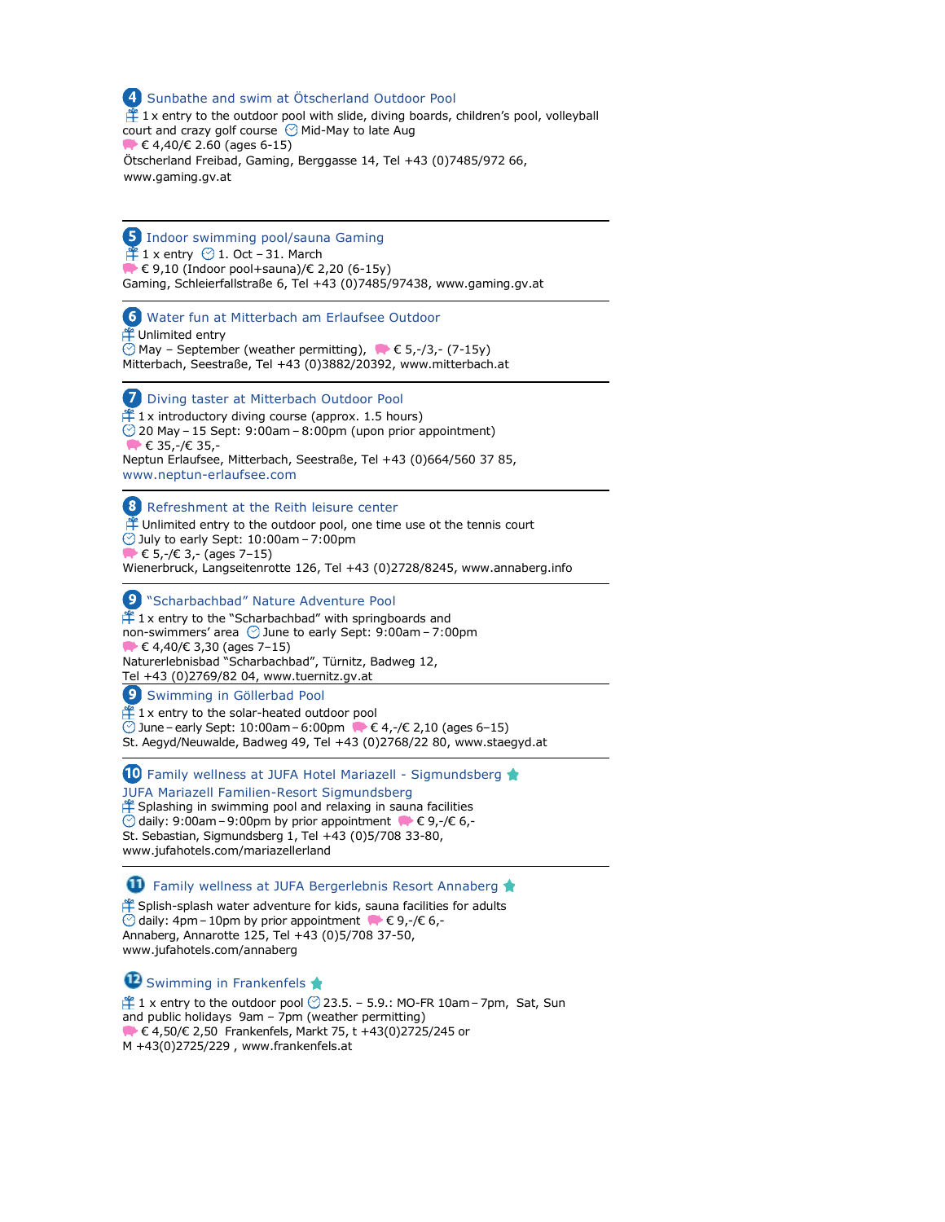## 4 Sunbathe and swim at Ötscherland Outdoor Pool

1 x entry to the outdoor pool with slide, diving boards, children's pool, volleyball court and crazy golf course Mid-May to late Aug
€ 4,40/€ 2.60 (ages 6-15)
Ötscherland Freibad, Gaming, Berggasse 14, Tel +43 (0)7485/972 66, www.gaming.gv.at

---

## 5 Indoor swimming pool/sauna Gaming

1 x entry 1. Oct – 31. March
€ 9,10 (Indoor pool+sauna)/€ 2,20 (6-15y)
Gaming, Schleierfallstraße 6, Tel +43 (0)7485/97438, www.gaming.gv.at

---

## 6 Water fun at Mitterbach am Erlaufsee Outdoor

Unlimited entry
May – September (weather permitting), € 5,-/3,- (7-15y)
Mitterbach, Seestraße, Tel +43 (0)3882/20392, www.mitterbach.at

---

## 7 Diving taster at Mitterbach Outdoor Pool

1 x introductory diving course (approx. 1.5 hours)
20 May – 15 Sept: 9:00am – 8:00pm (upon prior appointment)
€ 35,-/€ 35,-
Neptun Erlaufsee, Mitterbach, Seestraße, Tel +43 (0)664/560 37 85, www.neptun-erlaufsee.com

---

## 8 Refreshment at the Reith leisure center

Unlimited entry to the outdoor pool, one time use ot the tennis court
July to early Sept: 10:00am – 7:00pm
€ 5,-/€ 3,- (ages 7–15)
Wienerbruck, Langseitenrotte 126, Tel +43 (0)2728/8245, www.annaberg.info

---

## 9 "Scharbachbad" Nature Adventure Pool

1 x entry to the "Scharbachbad" with springboards and non-swimmers' area June to early Sept: 9:00am – 7:00pm
€ 4,40/€ 3,30 (ages 7–15)
Naturerlebnisbad "Scharbachbad", Türnitz, Badweg 12, Tel +43 (0)2769/82 04, www.tuernitz.gv.at

---

## 9 Swimming in Göllerbad Pool

1 x entry to the solar-heated outdoor pool
June – early Sept: 10:00am – 6:00pm € 4,-/€ 2,10 (ages 6–15)
St. Aegyd/Neuwalde, Badweg 49, Tel +43 (0)2768/22 80, www.staegyd.at

---

## 10 Family wellness at JUFA Hotel Mariazell - Sigmundsberg

JUFA Mariazell Familien-Resort Sigmundsberg
Splashing in swimming pool and relaxing in sauna facilities
daily: 9:00am – 9:00pm by prior appointment € 9,-/€ 6,-
St. Sebastian, Sigmundsberg 1, Tel +43 (0)5/708 33-80, www.jufahotels.com/mariazellerland

---

## 11 Family wellness at JUFA Bergerlebnis Resort Annaberg

Splish-splash water adventure for kids, sauna facilities for adults
daily: 4pm – 10pm by prior appointment € 9,-/€ 6,-
Annaberg, Annarotte 125, Tel +43 (0)5/708 37-50, www.jufahotels.com/annaberg

## 12 Swimming in Frankenfels

1 x entry to the outdoor pool 23.5. – 5.9.: MO-FR 10am – 7pm, Sat, Sun and public holidays 9am – 7pm (weather permitting)
€ 4,50/€ 2,50 Frankenfels, Markt 75, t +43(0)2725/245 or M +43(0)2725/229 , www.frankenfels.at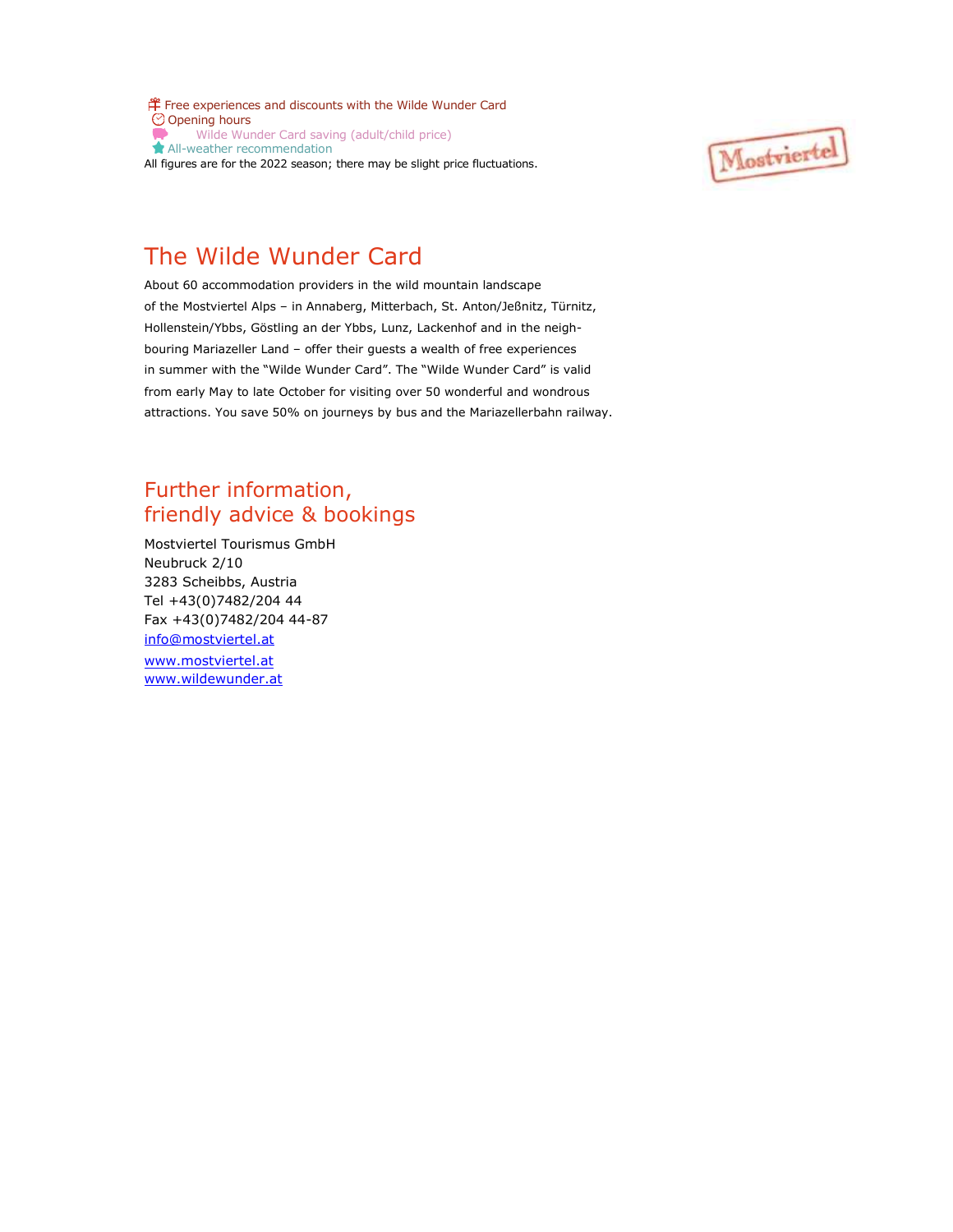Free experiences and discounts with the Wilde Wunder Card
Opening hours
Wilde Wunder Card saving (adult/child price)
All-weather recommendation
All figures are for the 2022 season; there may be slight price fluctuations.

Mostviertel

## The Wilde Wunder Card

About 60 accommodation providers in the wild mountain landscape of the Mostviertel Alps – in Annaberg, Mitterbach, St. Anton/Jeßnitz, Türnitz, Hollenstein/Ybbs, Göstling an der Ybbs, Lunz, Lackenhof and in the neighbouring Mariazeller Land – offer their guests a wealth of free experiences in summer with the "Wilde Wunder Card". The "Wilde Wunder Card" is valid from early May to late October for visiting over 50 wonderful and wondrous attractions. You save 50% on journeys by bus and the Mariazellerbahn railway.

## Further information, friendly advice & bookings

Mostviertel Tourismus GmbH
Neubruck 2/10
3283 Scheibbs, Austria
Tel +43(0)7482/204 44
Fax +43(0)7482/204 44-87
info@mostviertel.at
www.mostviertel.at
www.wildewunder.at